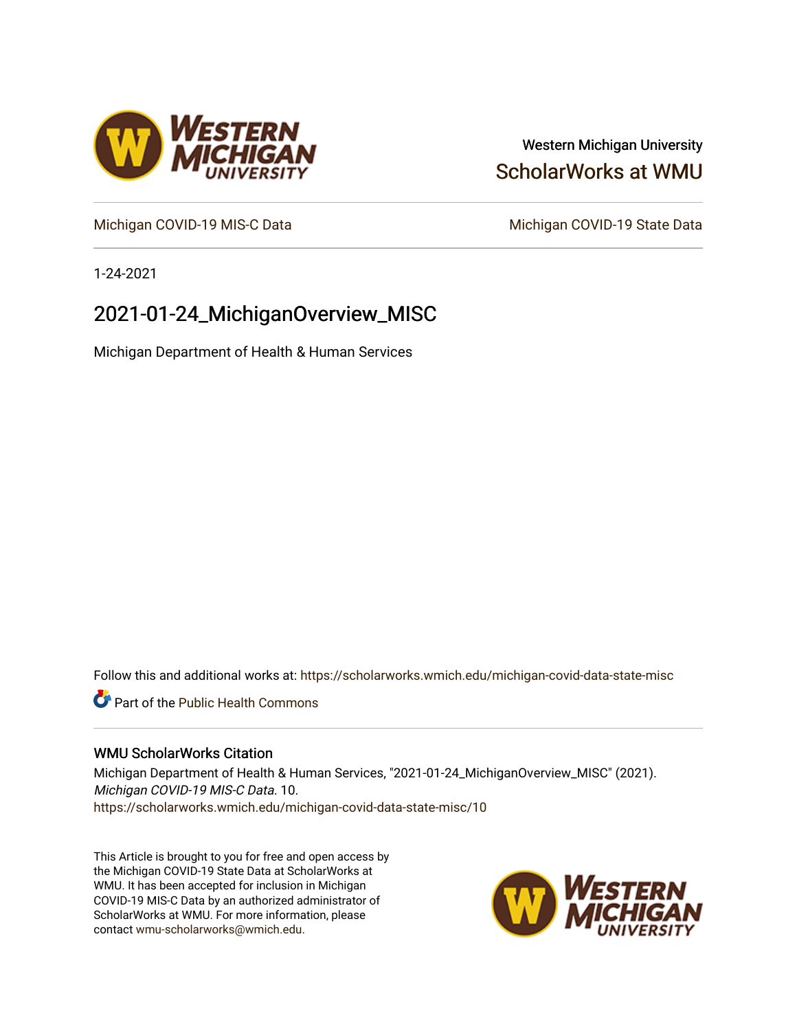Western Michigan University

ScholarWorks at WMU

Michigan COVID-19 MIS-C Data

Michigan COVID-19 State Data

1-24-2021

# 2021-01-24_MichiganOverview_MISC

Michigan Department of Health & Human Services

Follow this and additional works at: https://scholarworks.wmich.edu/michigan-covid-data-state-misc

Part of the Public Health Commons

## WMU ScholarWorks Citation

Michigan Department of Health & Human Services, "2021-01-24_MichiganOverview_MISC" (2021). *Michigan COVID-19 MIS-C Data*. 10.
https://scholarworks.wmich.edu/michigan-covid-data-state-misc/10

This Article is brought to you for free and open access by the Michigan COVID-19 State Data at ScholarWorks at WMU. It has been accepted for inclusion in Michigan COVID-19 MIS-C Data by an authorized administrator of ScholarWorks at WMU. For more information, please contact wmu-scholarworks@wmich.edu.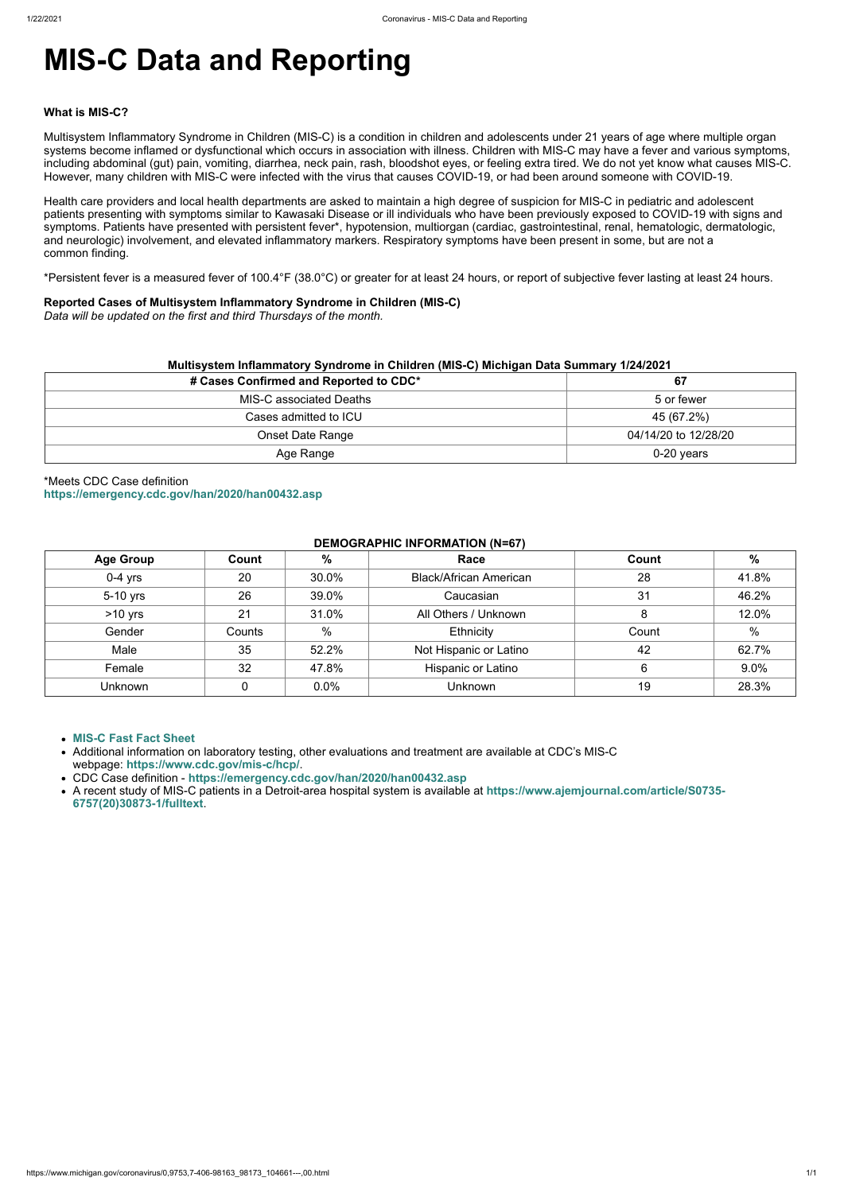# MIS-C Data and Reporting

**What is MIS-C?**

Multisystem Inflammatory Syndrome in Children (MIS-C) is a condition in children and adolescents under 21 years of age where multiple organ systems become inflamed or dysfunctional which occurs in association with illness. Children with MIS-C may have a fever and various symptoms, including abdominal (gut) pain, vomiting, diarrhea, neck pain, rash, bloodshot eyes, or feeling extra tired. We do not yet know what causes MIS-C. However, many children with MIS-C were infected with the virus that causes COVID-19, or had been around someone with COVID-19.

Health care providers and local health departments are asked to maintain a high degree of suspicion for MIS-C in pediatric and adolescent patients presenting with symptoms similar to Kawasaki Disease or ill individuals who have been previously exposed to COVID-19 with signs and symptoms. Patients have presented with persistent fever*, hypotension, multiorgan (cardiac, gastrointestinal, renal, hematologic, dermatologic, and neurologic) involvement, and elevated inflammatory markers. Respiratory symptoms have been present in some, but are not a common finding.

*Persistent fever is a measured fever of 100.4°F (38.0°C) or greater for at least 24 hours, or report of subjective fever lasting at least 24 hours.

**Reported Cases of Multisystem Inflammatory Syndrome in Children (MIS-C)**
*Data will be updated on the first and third Thursdays of the month.*

**Multisystem Inflammatory Syndrome in Children (MIS-C) Michigan Data Summary 1/24/2021**

| # Cases Confirmed and Reported to CDC* | 67 |
|---|---|
| MIS-C associated Deaths | 5 or fewer |
| Cases admitted to ICU | 45 (67.2%) |
| Onset Date Range | 04/14/20 to 12/28/20 |
| Age Range | 0-20 years |

*Meets CDC Case definition
**https://emergency.cdc.gov/han/2020/han00432.asp**

**DEMOGRAPHIC INFORMATION (N=67)**

| Age Group | Count | % | Race | Count | % |
|---|---|---|---|---|---|
| 0-4 yrs | 20 | 30.0% | Black/African American | 28 | 41.8% |
| 5-10 yrs | 26 | 39.0% | Caucasian | 31 | 46.2% |
| >10 yrs | 21 | 31.0% | All Others / Unknown | 8 | 12.0% |
| Gender | Counts | % | Ethnicity | Count | % |
| Male | 35 | 52.2% | Not Hispanic or Latino | 42 | 62.7% |
| Female | 32 | 47.8% | Hispanic or Latino | 6 | 9.0% |
| Unknown | 0 | 0.0% | Unknown | 19 | 28.3% |

- **MIS-C Fast Fact Sheet**
- Additional information on laboratory testing, other evaluations and treatment are available at CDC's MIS-C webpage: **https://www.cdc.gov/mis-c/hcp/**.
- CDC Case definition - **https://emergency.cdc.gov/han/2020/han00432.asp**
- A recent study of MIS-C patients in a Detroit-area hospital system is available at **https://www.ajemjournal.com/article/S0735-6757(20)30873-1/fulltext**.